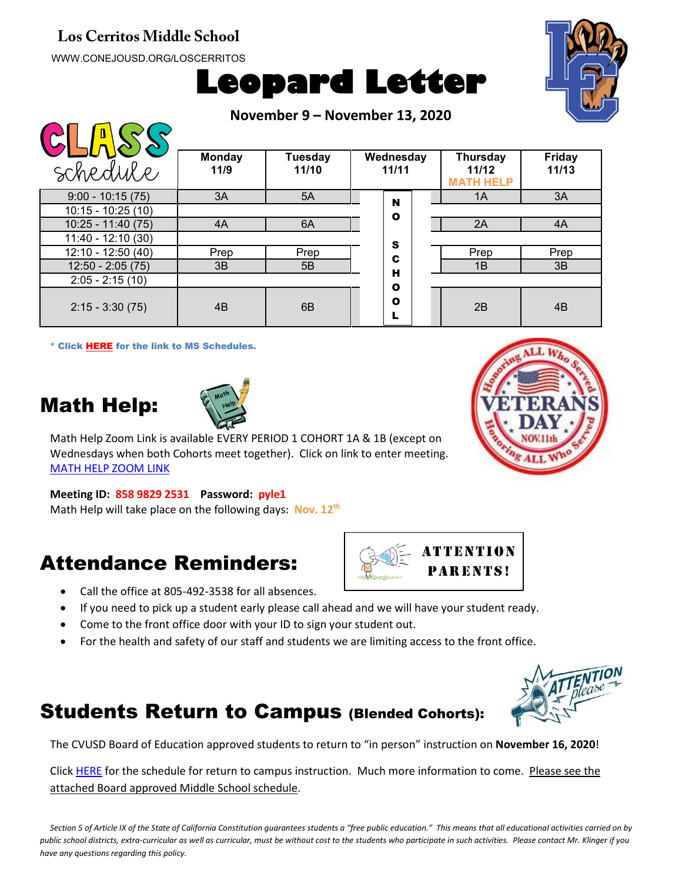**Los Cerritos Middle School**

WWW.CONEJOUSD.ORG/LOSCERRITOS

# Leopard Letter

**November 9 – November 13, 2020**

## CLASS schedule

| | Monday 11/9 | Tuesday 11/10 | Wednesday 11/11 | Thursday 11/12 MATH HELP | Friday 11/13 |
|---|---|---|---|---|---|
| 9:00 - 10:15 (75) | 3A | 5A | NO SCHOOL | 1A | 3A |
| 10:15 - 10:25 (10) | | | | | |
| 10:25 - 11:40 (75) | 4A | 6A | | 2A | 4A |
| 11:40 - 12:10 (30) | | | | | |
| 12:10 - 12:50 (40) | Prep | Prep | | Prep | Prep |
| 12:50 - 2:05 (75) | 3B | 5B | | 1B | 3B |
| 2:05 - 2:15 (10) | | | | | |
| 2:15 - 3:30 (75) | 4B | 6B | | 2B | 4B |

\* Click HERE for the link to MS Schedules.

## Math Help:

Math Help Zoom Link is available EVERY PERIOD 1 COHORT 1A & 1B (except on Wednesdays when both Cohorts meet together). Click on link to enter meeting.
MATH HELP ZOOM LINK

**Meeting ID: 858 9829 2531 Password: pyle1**
Math Help will take place on the following days: **Nov. 12th**

## Attendance Reminders:

ATTENTION PARENTS!

- Call the office at 805-492-3538 for all absences.
- If you need to pick up a student early please call ahead and we will have your student ready.
- Come to the front office door with your ID to sign your student out.
- For the health and safety of our staff and students we are limiting access to the front office.

## Students Return to Campus (Blended Cohorts):

The CVUSD Board of Education approved students to return to "in person" instruction on **November 16, 2020**!

Click HERE for the schedule for return to campus instruction. Much more information to come. Please see the attached Board approved Middle School schedule.

*Section 5 of Article IX of the State of California Constitution guarantees students a "free public education." This means that all educational activities carried on by public school districts, extra-curricular as well as curricular, must be without cost to the students who participate in such activities. Please contact Mr. Klinger if you have any questions regarding this policy.*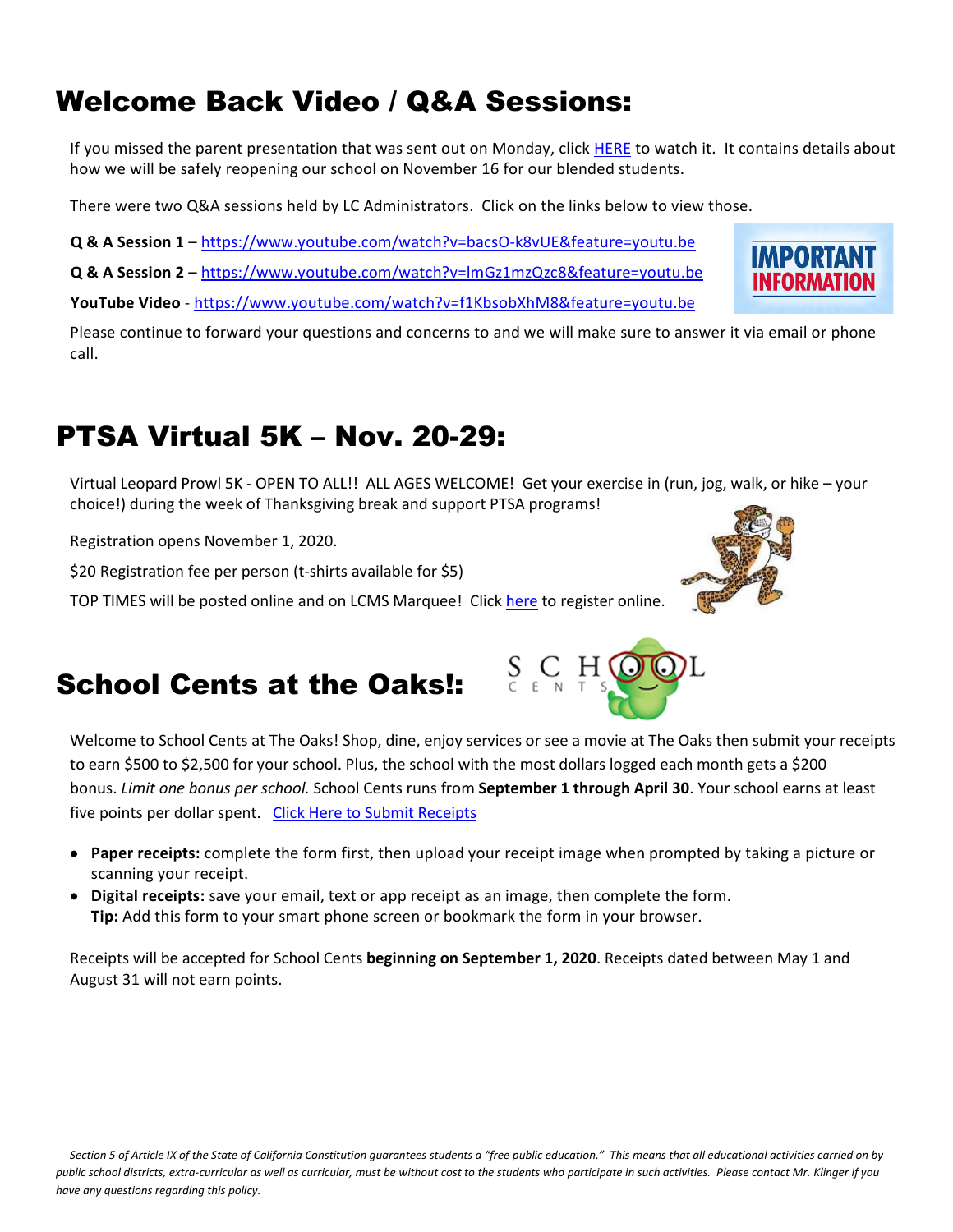## Welcome Back Video / Q&A Sessions:

If you missed the parent presentation that was sent out on Monday, click HERE to watch it. It contains details about how we will be safely reopening our school on November 16 for our blended students.

There were two Q&A sessions held by LC Administrators. Click on the links below to view those.

**Q & A Session 1** – https://www.youtube.com/watch?v=bacsO-k8vUE&feature=youtu.be

**Q & A Session 2** – https://www.youtube.com/watch?v=lmGz1mzQzc8&feature=youtu.be

**YouTube Video** - https://www.youtube.com/watch?v=f1KbsobXhM8&feature=youtu.be

Please continue to forward your questions and concerns to and we will make sure to answer it via email or phone call.

## PTSA Virtual 5K – Nov. 20-29:

Virtual Leopard Prowl 5K - OPEN TO ALL!! ALL AGES WELCOME! Get your exercise in (run, jog, walk, or hike – your choice!) during the week of Thanksgiving break and support PTSA programs!

Registration opens November 1, 2020.

$20 Registration fee per person (t-shirts available for $5)

TOP TIMES will be posted online and on LCMS Marquee! Click here to register online.

## School Cents at the Oaks!:

Welcome to School Cents at The Oaks! Shop, dine, enjoy services or see a movie at The Oaks then submit your receipts to earn $500 to $2,500 for your school. Plus, the school with the most dollars logged each month gets a $200 bonus. *Limit one bonus per school.* School Cents runs from **September 1 through April 30**. Your school earns at least five points per dollar spent. Click Here to Submit Receipts

- **Paper receipts:** complete the form first, then upload your receipt image when prompted by taking a picture or scanning your receipt.
- **Digital receipts:** save your email, text or app receipt as an image, then complete the form.
  **Tip:** Add this form to your smart phone screen or bookmark the form in your browser.

Receipts will be accepted for School Cents **beginning on September 1, 2020**. Receipts dated between May 1 and August 31 will not earn points.

*Section 5 of Article IX of the State of California Constitution guarantees students a "free public education." This means that all educational activities carried on by public school districts, extra-curricular as well as curricular, must be without cost to the students who participate in such activities. Please contact Mr. Klinger if you have any questions regarding this policy.*